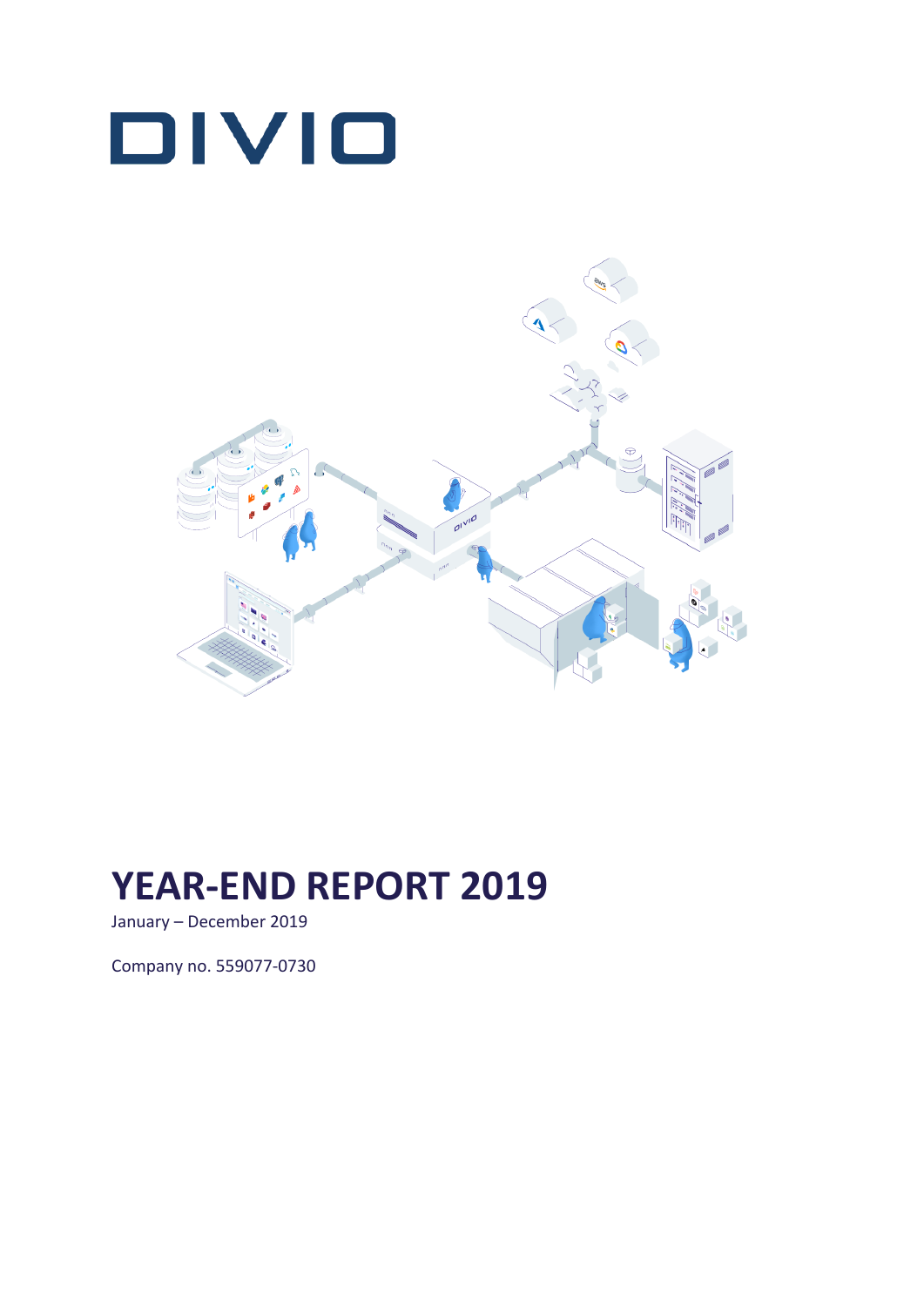# DIVIO

# YEAR-END REPORT 2019

January – December 2019

Company no. 559077-0730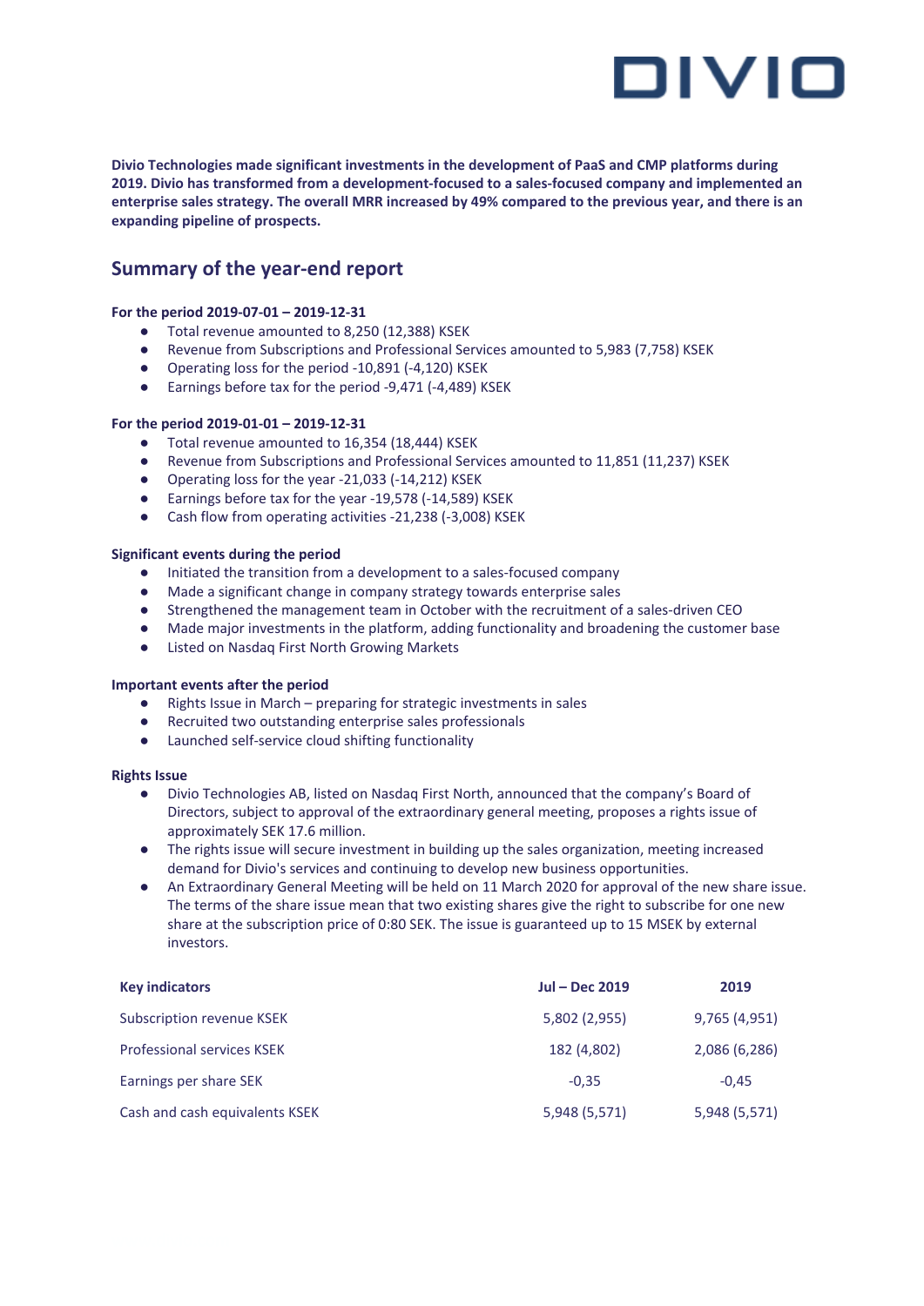**Divio Technologies made significant investments in the development of PaaS and CMP platforms during 2019. Divio has transformed from a development-focused to a sales-focused company and implemented an enterprise sales strategy. The overall MRR increased by 49% compared to the previous year, and there is an expanding pipeline of prospects.**

## Summary of the year-end report

**For the period 2019-07-01 – 2019-12-31**

- Total revenue amounted to 8,250 (12,388) KSEK
- Revenue from Subscriptions and Professional Services amounted to 5,983 (7,758) KSEK
- Operating loss for the period -10,891 (-4,120) KSEK
- Earnings before tax for the period -9,471 (-4,489) KSEK

**For the period 2019-01-01 – 2019-12-31**

- Total revenue amounted to 16,354 (18,444) KSEK
- Revenue from Subscriptions and Professional Services amounted to 11,851 (11,237) KSEK
- Operating loss for the year -21,033 (-14,212) KSEK
- Earnings before tax for the year -19,578 (-14,589) KSEK
- Cash flow from operating activities -21,238 (-3,008) KSEK

**Significant events during the period**

- Initiated the transition from a development to a sales-focused company
- Made a significant change in company strategy towards enterprise sales
- Strengthened the management team in October with the recruitment of a sales-driven CEO
- Made major investments in the platform, adding functionality and broadening the customer base
- Listed on Nasdaq First North Growing Markets

**Important events after the period**

- Rights Issue in March – preparing for strategic investments in sales
- Recruited two outstanding enterprise sales professionals
- Launched self-service cloud shifting functionality

**Rights Issue**

- Divio Technologies AB, listed on Nasdaq First North, announced that the company's Board of Directors, subject to approval of the extraordinary general meeting, proposes a rights issue of approximately SEK 17.6 million.
- The rights issue will secure investment in building up the sales organization, meeting increased demand for Divio's services and continuing to develop new business opportunities.
- An Extraordinary General Meeting will be held on 11 March 2020 for approval of the new share issue. The terms of the share issue mean that two existing shares give the right to subscribe for one new share at the subscription price of 0:80 SEK. The issue is guaranteed up to 15 MSEK by external investors.

| Key indicators | Jul – Dec 2019 | 2019 |
|---|---|---|
| Subscription revenue KSEK | 5,802 (2,955) | 9,765 (4,951) |
| Professional services KSEK | 182 (4,802) | 2,086 (6,286) |
| Earnings per share SEK | -0,35 | -0,45 |
| Cash and cash equivalents KSEK | 5,948 (5,571) | 5,948 (5,571) |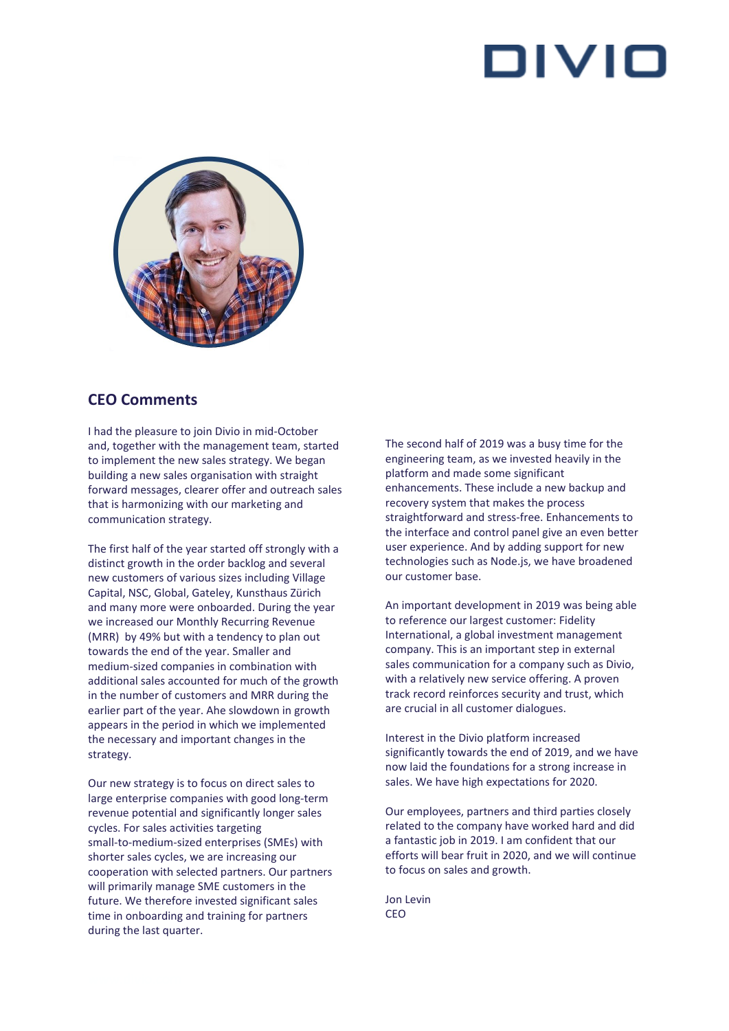## CEO Comments

I had the pleasure to join Divio in mid-October and, together with the management team, started to implement the new sales strategy. We began building a new sales organisation with straight forward messages, clearer offer and outreach sales that is harmonizing with our marketing and communication strategy.

The first half of the year started off strongly with a distinct growth in the order backlog and several new customers of various sizes including Village Capital, NSC, Global, Gateley, Kunsthaus Zürich and many more were onboarded. During the year we increased our Monthly Recurring Revenue (MRR) by 49% but with a tendency to plan out towards the end of the year. Smaller and medium-sized companies in combination with additional sales accounted for much of the growth in the number of customers and MRR during the earlier part of the year. Ahe slowdown in growth appears in the period in which we implemented the necessary and important changes in the strategy.

Our new strategy is to focus on direct sales to large enterprise companies with good long-term revenue potential and significantly longer sales cycles. For sales activities targeting small-to-medium-sized enterprises (SMEs) with shorter sales cycles, we are increasing our cooperation with selected partners. Our partners will primarily manage SME customers in the future. We therefore invested significant sales time in onboarding and training for partners during the last quarter.

The second half of 2019 was a busy time for the engineering team, as we invested heavily in the platform and made some significant enhancements. These include a new backup and recovery system that makes the process straightforward and stress-free. Enhancements to the interface and control panel give an even better user experience. And by adding support for new technologies such as Node.js, we have broadened our customer base.

An important development in 2019 was being able to reference our largest customer: Fidelity International, a global investment management company. This is an important step in external sales communication for a company such as Divio, with a relatively new service offering. A proven track record reinforces security and trust, which are crucial in all customer dialogues.

Interest in the Divio platform increased significantly towards the end of 2019, and we have now laid the foundations for a strong increase in sales. We have high expectations for 2020.

Our employees, partners and third parties closely related to the company have worked hard and did a fantastic job in 2019. I am confident that our efforts will bear fruit in 2020, and we will continue to focus on sales and growth.

Jon Levin
CEO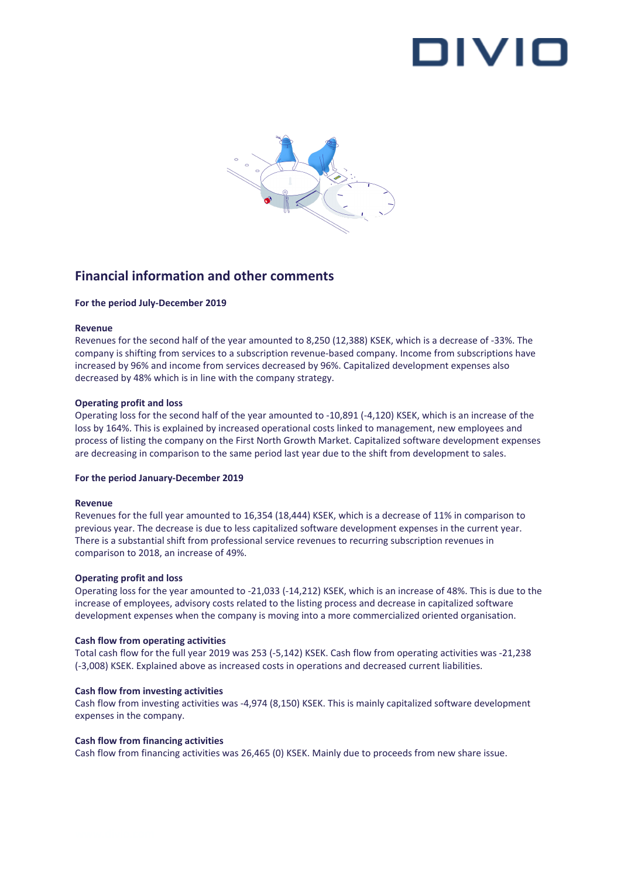## Financial information and other comments

**For the period July-December 2019**

**Revenue**

Revenues for the second half of the year amounted to 8,250 (12,388) KSEK, which is a decrease of -33%. The company is shifting from services to a subscription revenue-based company. Income from subscriptions have increased by 96% and income from services decreased by 96%. Capitalized development expenses also decreased by 48% which is in line with the company strategy.

**Operating profit and loss**

Operating loss for the second half of the year amounted to -10,891 (-4,120) KSEK, which is an increase of the loss by 164%. This is explained by increased operational costs linked to management, new employees and process of listing the company on the First North Growth Market. Capitalized software development expenses are decreasing in comparison to the same period last year due to the shift from development to sales.

**For the period January-December 2019**

**Revenue**

Revenues for the full year amounted to 16,354 (18,444) KSEK, which is a decrease of 11% in comparison to previous year. The decrease is due to less capitalized software development expenses in the current year. There is a substantial shift from professional service revenues to recurring subscription revenues in comparison to 2018, an increase of 49%.

**Operating profit and loss**

Operating loss for the year amounted to -21,033 (-14,212) KSEK, which is an increase of 48%. This is due to the increase of employees, advisory costs related to the listing process and decrease in capitalized software development expenses when the company is moving into a more commercialized oriented organisation.

**Cash flow from operating activities**

Total cash flow for the full year 2019 was 253 (-5,142) KSEK. Cash flow from operating activities was -21,238 (-3,008) KSEK. Explained above as increased costs in operations and decreased current liabilities.

**Cash flow from investing activities**

Cash flow from investing activities was -4,974 (8,150) KSEK. This is mainly capitalized software development expenses in the company.

**Cash flow from financing activities**

Cash flow from financing activities was 26,465 (0) KSEK. Mainly due to proceeds from new share issue.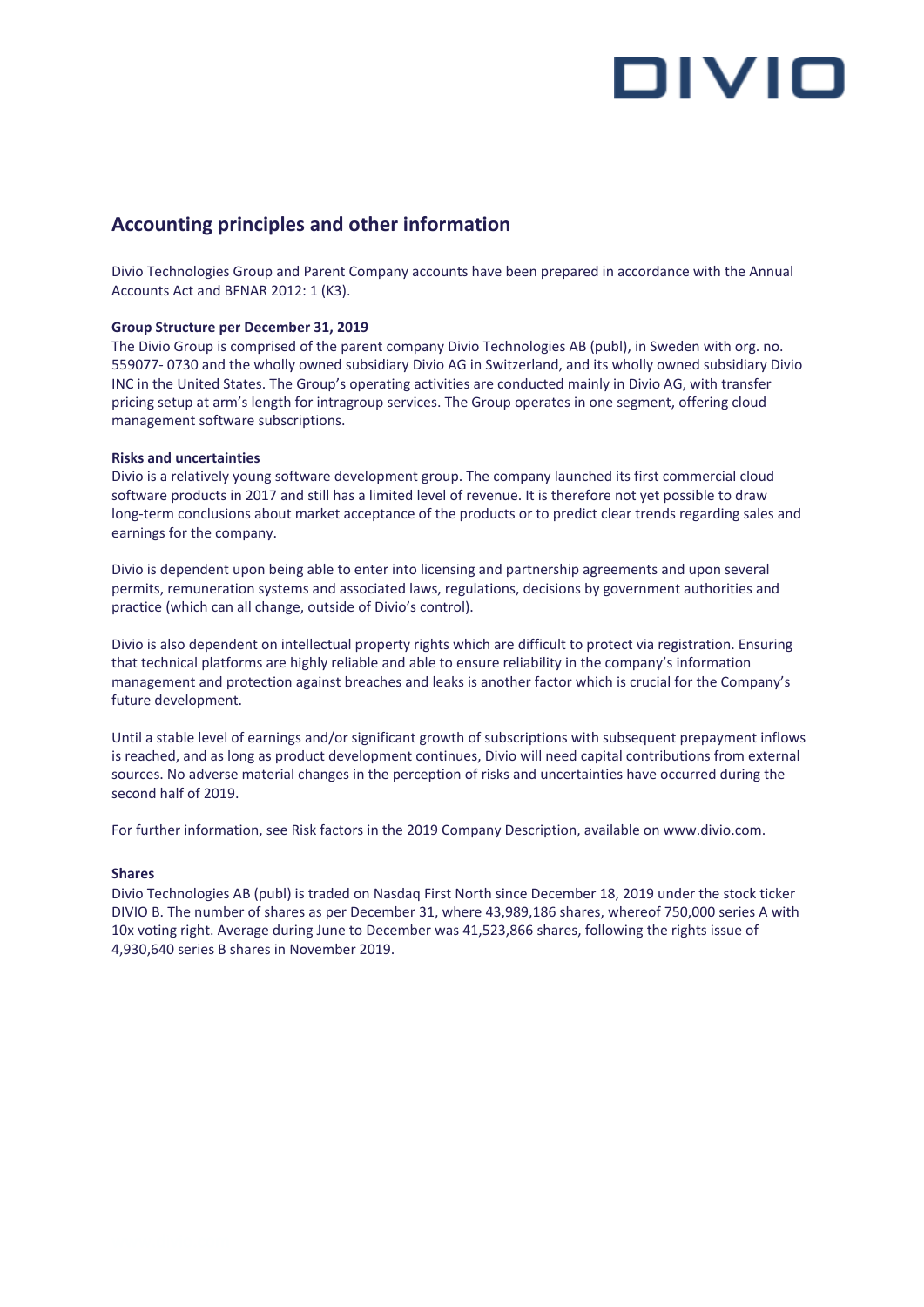## Accounting principles and other information

Divio Technologies Group and Parent Company accounts have been prepared in accordance with the Annual Accounts Act and BFNAR 2012: 1 (K3).

**Group Structure per December 31, 2019**

The Divio Group is comprised of the parent company Divio Technologies AB (publ), in Sweden with org. no. 559077- 0730 and the wholly owned subsidiary Divio AG in Switzerland, and its wholly owned subsidiary Divio INC in the United States. The Group's operating activities are conducted mainly in Divio AG, with transfer pricing setup at arm's length for intragroup services. The Group operates in one segment, offering cloud management software subscriptions.

**Risks and uncertainties**

Divio is a relatively young software development group. The company launched its first commercial cloud software products in 2017 and still has a limited level of revenue. It is therefore not yet possible to draw long-term conclusions about market acceptance of the products or to predict clear trends regarding sales and earnings for the company.

Divio is dependent upon being able to enter into licensing and partnership agreements and upon several permits, remuneration systems and associated laws, regulations, decisions by government authorities and practice (which can all change, outside of Divio's control).

Divio is also dependent on intellectual property rights which are difficult to protect via registration. Ensuring that technical platforms are highly reliable and able to ensure reliability in the company's information management and protection against breaches and leaks is another factor which is crucial for the Company's future development.

Until a stable level of earnings and/or significant growth of subscriptions with subsequent prepayment inflows is reached, and as long as product development continues, Divio will need capital contributions from external sources. No adverse material changes in the perception of risks and uncertainties have occurred during the second half of 2019.

For further information, see Risk factors in the 2019 Company Description, available on www.divio.com.

**Shares**

Divio Technologies AB (publ) is traded on Nasdaq First North since December 18, 2019 under the stock ticker DIVIO B. The number of shares as per December 31, where 43,989,186 shares, whereof 750,000 series A with 10x voting right. Average during June to December was 41,523,866 shares, following the rights issue of 4,930,640 series B shares in November 2019.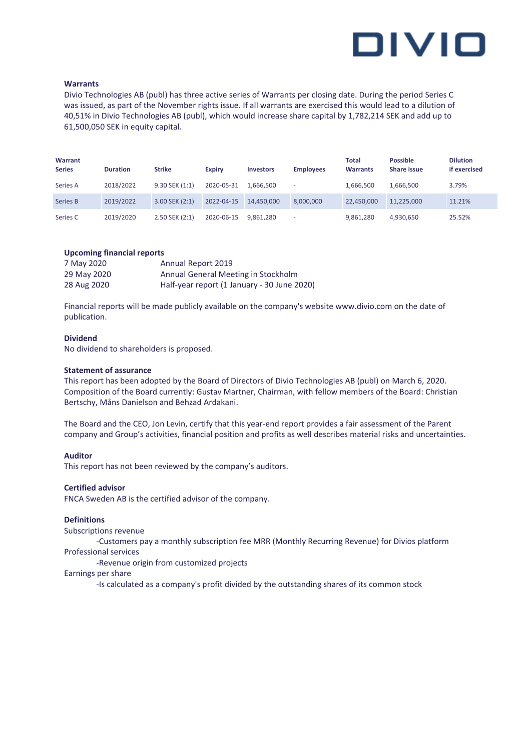## Warrants

Divio Technologies AB (publ) has three active series of Warrants per closing date. During the period Series C was issued, as part of the November rights issue. If all warrants are exercised this would lead to a dilution of 40,51% in Divio Technologies AB (publ), which would increase share capital by 1,782,214 SEK and add up to 61,500,050 SEK in equity capital.

| Warrant Series | Duration | Strike | Expiry | Investors | Employees | Total Warrants | Possible Share issue | Dilution if exercised |
|---|---|---|---|---|---|---|---|---|
| Series A | 2018/2022 | 9.30 SEK (1:1) | 2020-05-31 | 1,666,500 | - | 1,666,500 | 1,666,500 | 3.79% |
| Series B | 2019/2022 | 3.00 SEK (2:1) | 2022-04-15 | 14,450,000 | 8,000,000 | 22,450,000 | 11,225,000 | 11.21% |
| Series C | 2019/2020 | 2.50 SEK (2:1) | 2020-06-15 | 9,861,280 | - | 9,861,280 | 4,930,650 | 25.52% |

## Upcoming financial reports

| | |
|---|---|
| 7 May 2020 | Annual Report 2019 |
| 29 May 2020 | Annual General Meeting in Stockholm |
| 28 Aug 2020 | Half-year report (1 January - 30 June 2020) |

Financial reports will be made publicly available on the company's website www.divio.com on the date of publication.

## Dividend

No dividend to shareholders is proposed.

## Statement of assurance

This report has been adopted by the Board of Directors of Divio Technologies AB (publ) on March 6, 2020. Composition of the Board currently: Gustav Martner, Chairman, with fellow members of the Board: Christian Bertschy, Måns Danielson and Behzad Ardakani.

The Board and the CEO, Jon Levin, certify that this year-end report provides a fair assessment of the Parent company and Group's activities, financial position and profits as well describes material risks and uncertainties.

## Auditor

This report has not been reviewed by the company's auditors.

## Certified advisor

FNCA Sweden AB is the certified advisor of the company.

## Definitions

Subscriptions revenue

-Customers pay a monthly subscription fee MRR (Monthly Recurring Revenue) for Divios platform

Professional services

-Revenue origin from customized projects

Earnings per share

-Is calculated as a company's profit divided by the outstanding shares of its common stock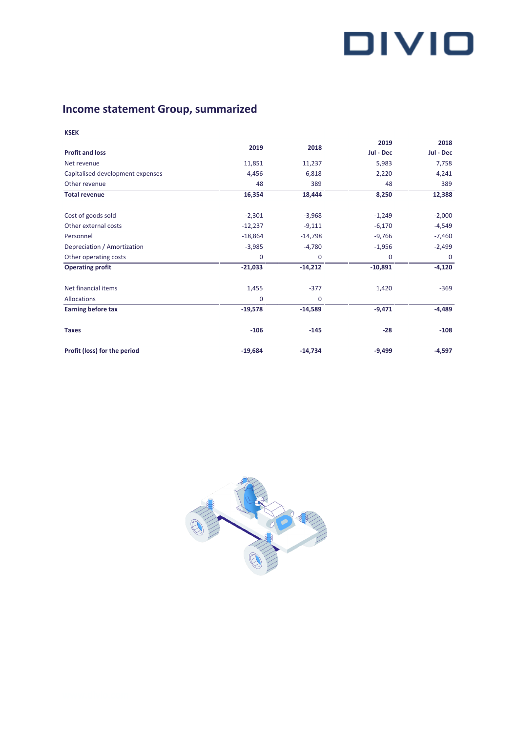## Income statement Group, summarized

**KSEK**

| **Profit and loss** | **2019** | **2018** | **2019 Jul - Dec** | **2018 Jul - Dec** |
|---|---|---|---|---|
| Net revenue | 11,851 | 11,237 | 5,983 | 7,758 |
| Capitalised development expenses | 4,456 | 6,818 | 2,220 | 4,241 |
| Other revenue | 48 | 389 | 48 | 389 |
| **Total revenue** | **16,354** | **18,444** | **8,250** | **12,388** |
| | | | | |
| Cost of goods sold | -2,301 | -3,968 | -1,249 | -2,000 |
| Other external costs | -12,237 | -9,111 | -6,170 | -4,549 |
| Personnel | -18,864 | -14,798 | -9,766 | -7,460 |
| Depreciation / Amortization | -3,985 | -4,780 | -1,956 | -2,499 |
| Other operating costs | 0 | 0 | 0 | 0 |
| **Operating profit** | **-21,033** | **-14,212** | **-10,891** | **-4,120** |
| | | | | |
| Net financial items | 1,455 | -377 | 1,420 | -369 |
| Allocations | 0 | 0 | | |
| **Earning before tax** | **-19,578** | **-14,589** | **-9,471** | **-4,489** |
| | | | | |
| **Taxes** | **-106** | **-145** | **-28** | **-108** |
| | | | | |
| **Profit (loss) for the period** | **-19,684** | **-14,734** | **-9,499** | **-4,597** |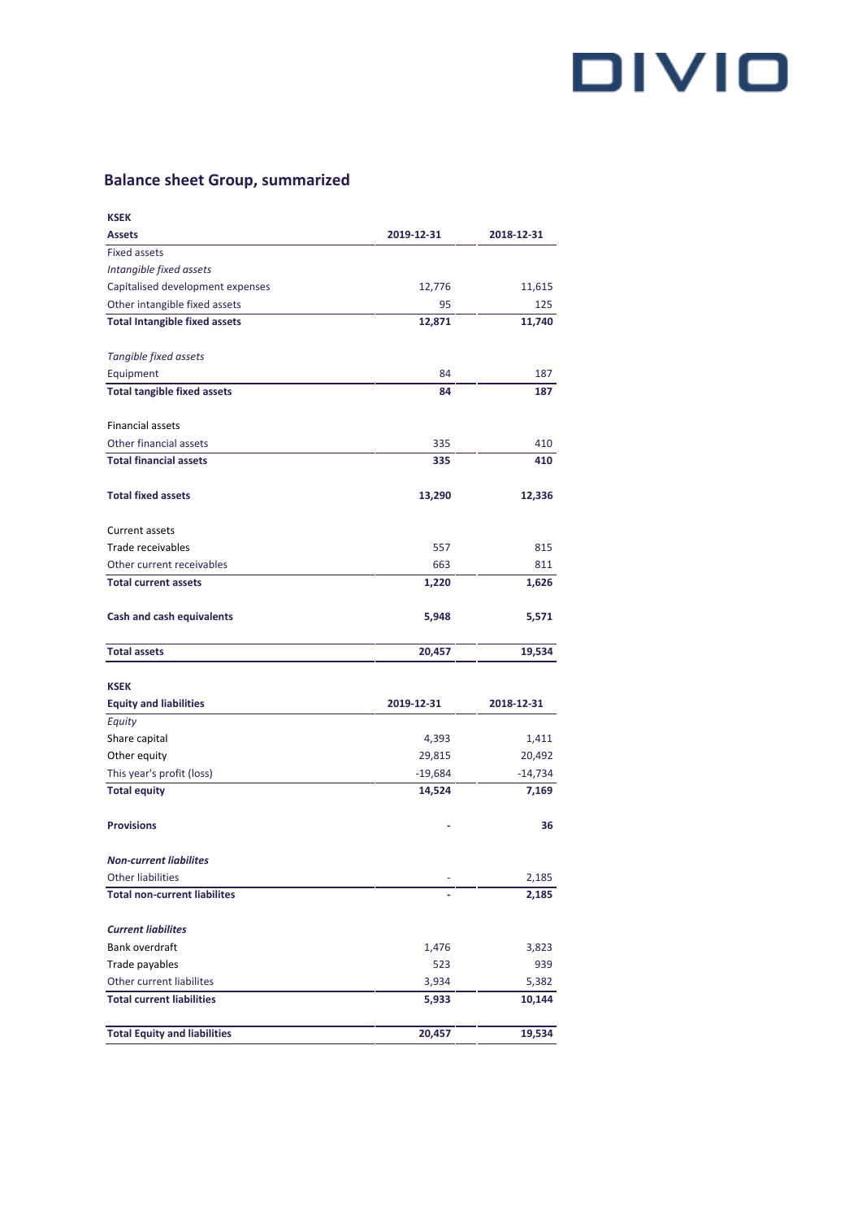## Balance sheet Group, summarized

| KSEK | | |
|---|---|---|
| **Assets** | **2019-12-31** | **2018-12-31** |
| Fixed assets | | |
| *Intangible fixed assets* | | |
| Capitalised development expenses | 12,776 | 11,615 |
| Other intangible fixed assets | 95 | 125 |
| **Total Intangible fixed assets** | **12,871** | **11,740** |
| | | |
| *Tangible fixed assets* | | |
| Equipment | 84 | 187 |
| **Total tangible fixed assets** | **84** | **187** |
| | | |
| Financial assets | | |
| Other financial assets | 335 | 410 |
| **Total financial assets** | **335** | **410** |
| | | |
| **Total fixed assets** | **13,290** | **12,336** |
| | | |
| Current assets | | |
| Trade receivables | 557 | 815 |
| Other current receivables | 663 | 811 |
| **Total current assets** | **1,220** | **1,626** |
| | | |
| **Cash and cash equivalents** | **5,948** | **5,571** |
| | | |
| **Total assets** | **20,457** | **19,534** |

| KSEK | | |
|---|---|---|
| **Equity and liabilities** | **2019-12-31** | **2018-12-31** |
| *Equity* | | |
| Share capital | 4,393 | 1,411 |
| Other equity | 29,815 | 20,492 |
| This year's profit (loss) | -19,684 | -14,734 |
| **Total equity** | **14,524** | **7,169** |
| | | |
| **Provisions** | **-** | **36** |
| | | |
| ***Non-current liabilites*** | | |
| Other liabilities | - | 2,185 |
| **Total non-current liabilites** | **-** | **2,185** |
| | | |
| ***Current liabilites*** | | |
| Bank overdraft | 1,476 | 3,823 |
| Trade payables | 523 | 939 |
| Other current liabilites | 3,934 | 5,382 |
| **Total current liabilities** | **5,933** | **10,144** |
| | | |
| **Total Equity and liabilities** | **20,457** | **19,534** |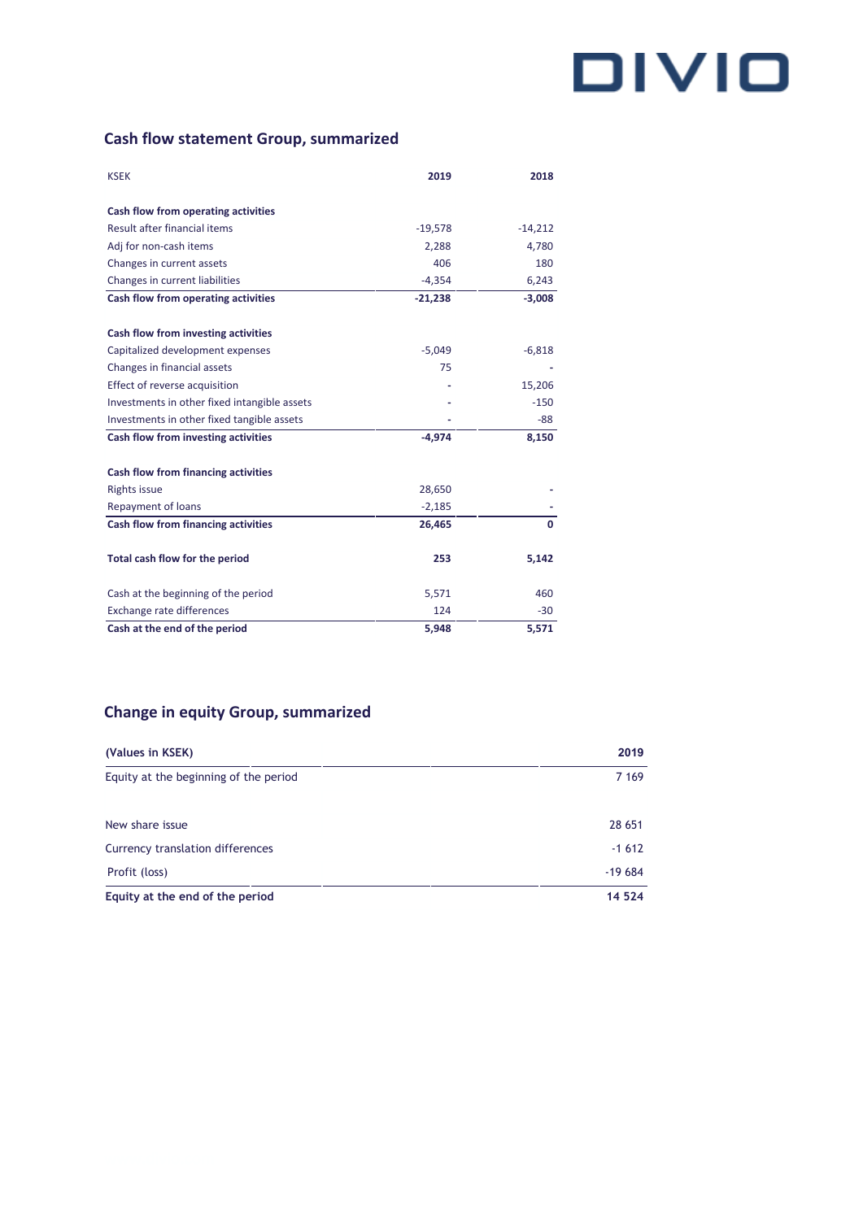## Cash flow statement Group, summarized

| KSEK | 2019 | 2018 |
|---|---|---|
| **Cash flow from operating activities** | | |
| Result after financial items | -19,578 | -14,212 |
| Adj for non-cash items | 2,288 | 4,780 |
| Changes in current assets | 406 | 180 |
| Changes in current liabilities | -4,354 | 6,243 |
| **Cash flow from operating activities** | **-21,238** | **-3,008** |
| | | |
| **Cash flow from investing activities** | | |
| Capitalized development expenses | -5,049 | -6,818 |
| Changes in financial assets | 75 | - |
| Effect of reverse acquisition | - | 15,206 |
| Investments in other fixed intangible assets | - | -150 |
| Investments in other fixed tangible assets | - | -88 |
| **Cash flow from investing activities** | **-4,974** | **8,150** |
| | | |
| **Cash flow from financing activities** | | |
| Rights issue | 28,650 | - |
| Repayment of loans | -2,185 | - |
| **Cash flow from financing activities** | **26,465** | **0** |
| | | |
| **Total cash flow for the period** | **253** | **5,142** |
| | | |
| Cash at the beginning of the period | 5,571 | 460 |
| Exchange rate differences | 124 | -30 |
| **Cash at the end of the period** | **5,948** | **5,571** |

## Change in equity Group, summarized

| (Values in KSEK) | 2019 |
|---|---|
| Equity at the beginning of the period | 7 169 |
| | |
| New share issue | 28 651 |
| Currency translation differences | -1 612 |
| Profit (loss) | -19 684 |
| **Equity at the end of the period** | **14 524** |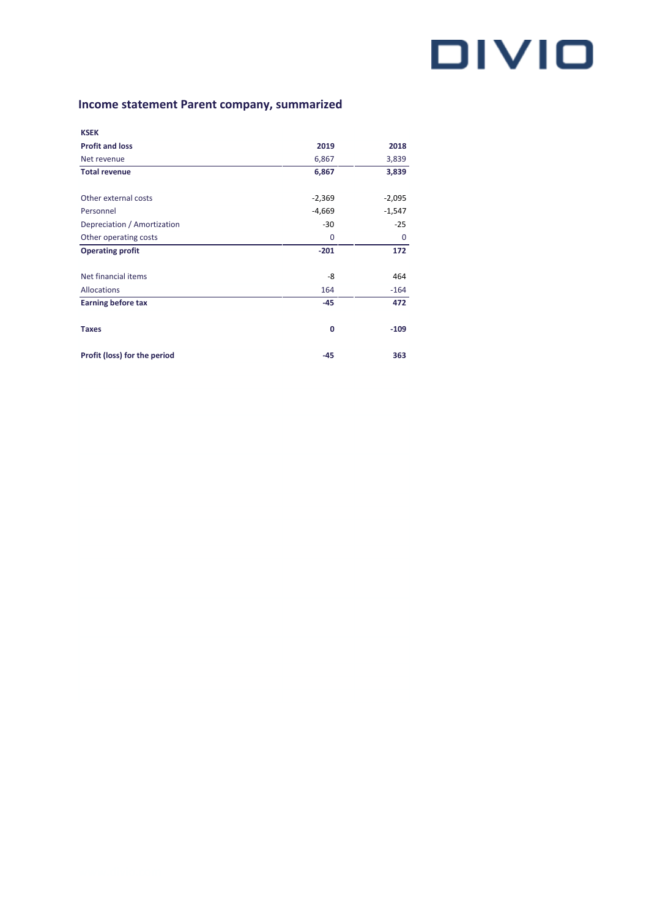## Income statement Parent company, summarized

| KSEK | | |
|---|---|---|
| **Profit and loss** | **2019** | **2018** |
| Net revenue | 6,867 | 3,839 |
| **Total revenue** | **6,867** | **3,839** |
| | | |
| Other external costs | -2,369 | -2,095 |
| Personnel | -4,669 | -1,547 |
| Depreciation / Amortization | -30 | -25 |
| Other operating costs | 0 | 0 |
| **Operating profit** | **-201** | **172** |
| | | |
| Net financial items | -8 | 464 |
| Allocations | 164 | -164 |
| **Earning before tax** | **-45** | **472** |
| | | |
| **Taxes** | **0** | **-109** |
| | | |
| **Profit (loss) for the period** | **-45** | **363** |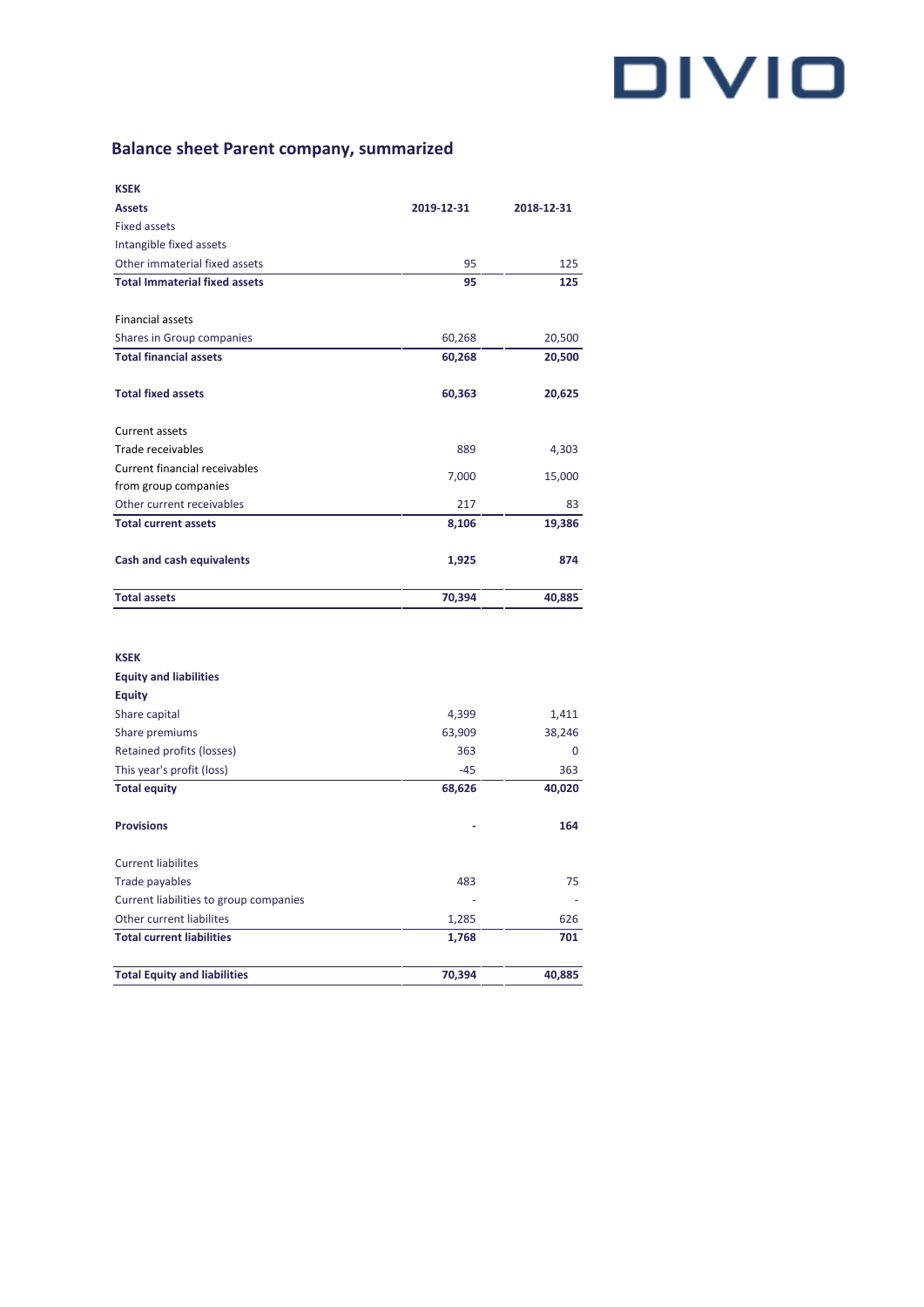## Balance sheet Parent company, summarized

| KSEK | | |
|---|---|---|
| **Assets** | **2019-12-31** | **2018-12-31** |
| Fixed assets | | |
| Intangible fixed assets | | |
| Other immaterial fixed assets | 95 | 125 |
| **Total Immaterial fixed assets** | **95** | **125** |
| | | |
| Financial assets | | |
| Shares in Group companies | 60,268 | 20,500 |
| **Total financial assets** | **60,268** | **20,500** |
| | | |
| **Total fixed assets** | **60,363** | **20,625** |
| | | |
| Current assets | | |
| Trade receivables | 889 | 4,303 |
| Current financial receivables from group companies | 7,000 | 15,000 |
| Other current receivables | 217 | 83 |
| **Total current assets** | **8,106** | **19,386** |
| | | |
| **Cash and cash equivalents** | **1,925** | **874** |
| | | |
| **Total assets** | **70,394** | **40,885** |

| KSEK | | |
|---|---|---|
| **Equity and liabilities** | | |
| **Equity** | | |
| Share capital | 4,399 | 1,411 |
| Share premiums | 63,909 | 38,246 |
| Retained profits (losses) | 363 | 0 |
| This year's profit (loss) | -45 | 363 |
| **Total equity** | **68,626** | **40,020** |
| | | |
| **Provisions** | **-** | **164** |
| | | |
| Current liabilites | | |
| Trade payables | 483 | 75 |
| Current liabilities to group companies | - | - |
| Other current liabilites | 1,285 | 626 |
| **Total current liabilities** | **1,768** | **701** |
| | | |
| **Total Equity and liabilities** | **70,394** | **40,885** |